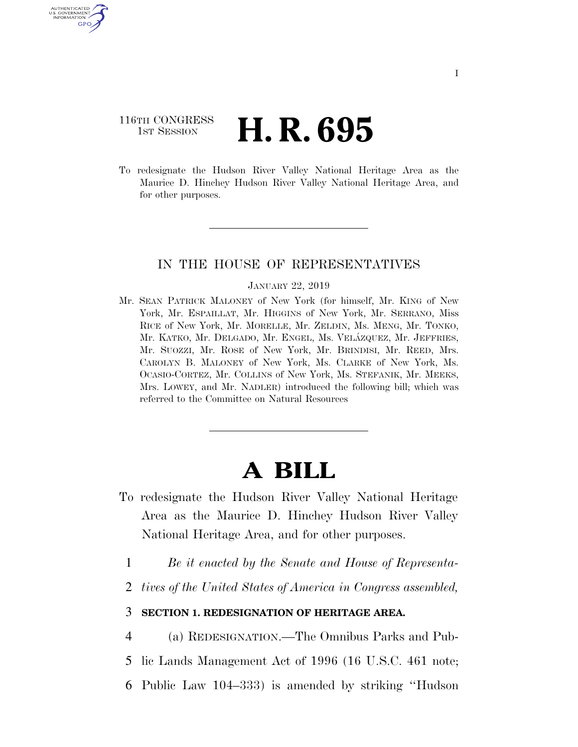116TH CONGRESS
1ST SESSION

# H. R. 695

To redesignate the Hudson River Valley National Heritage Area as the Maurice D. Hinchey Hudson River Valley National Heritage Area, and for other purposes.

---

IN THE HOUSE OF REPRESENTATIVES

JANUARY 22, 2019

Mr. SEAN PATRICK MALONEY of New York (for himself, Mr. KING of New York, Mr. ESPAILLAT, Mr. HIGGINS of New York, Mr. SERRANO, Miss RICE of New York, Mr. MORELLE, Mr. ZELDIN, Ms. MENG, Mr. TONKO, Mr. KATKO, Mr. DELGADO, Mr. ENGEL, Ms. VELÁZQUEZ, Mr. JEFFRIES, Mr. SUOZZI, Mr. ROSE of New York, Mr. BRINDISI, Mr. REED, Mrs. CAROLYN B. MALONEY of New York, Ms. CLARKE of New York, Ms. OCASIO-CORTEZ, Mr. COLLINS of New York, Ms. STEFANIK, Mr. MEEKS, Mrs. LOWEY, and Mr. NADLER) introduced the following bill; which was referred to the Committee on Natural Resources

---

# A BILL

To redesignate the Hudson River Valley National Heritage Area as the Maurice D. Hinchey Hudson River Valley National Heritage Area, and for other purposes.

1 *Be it enacted by the Senate and House of Representa-*
2 *tives of the United States of America in Congress assembled,*

3 **SECTION 1. REDESIGNATION OF HERITAGE AREA.**

4 (a) REDESIGNATION.—The Omnibus Parks and Pub-
5 lic Lands Management Act of 1996 (16 U.S.C. 461 note;
6 Public Law 104–333) is amended by striking "Hudson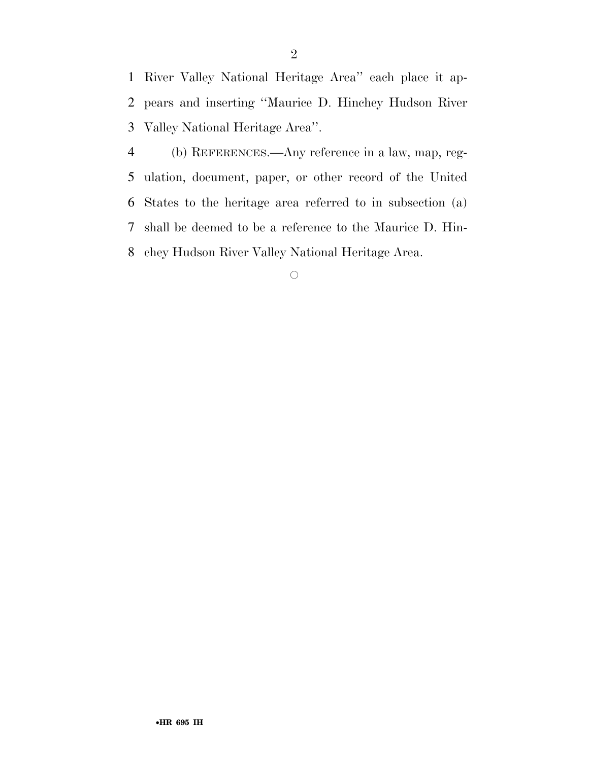River Valley National Heritage Area'' each place it appears and inserting ''Maurice D. Hinchey Hudson River Valley National Heritage Area''.

(b) REFERENCES.—Any reference in a law, map, regulation, document, paper, or other record of the United States to the heritage area referred to in subsection (a) shall be deemed to be a reference to the Maurice D. Hinchey Hudson River Valley National Heritage Area.

○